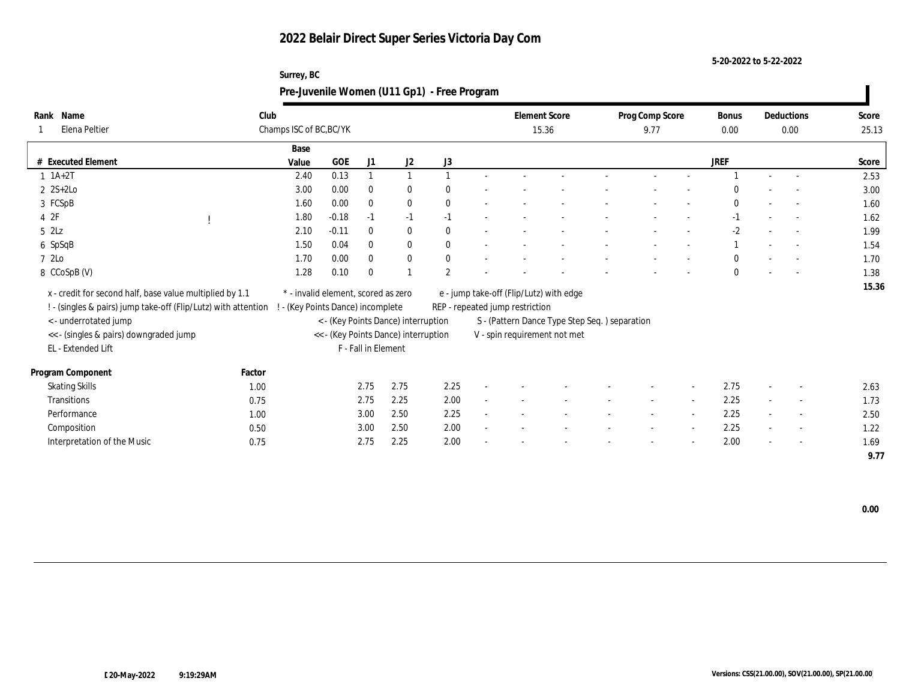# 2022 Belair Direct Super Series Victoria Day Com

5-20-2022 to 5-22-2022

Surrey, BC

## Pre-Juvenile Women (U11 Gp1) - Free Program

| Rank | Name | Club | Element Score | Prog Comp Score | Bonus | Deductions | Score |
|---|---|---|---|---|---|---|---|
| 1 | Elena Peltier | Champs ISC of BC,BC/YK | 15.36 | 9.77 | 0.00 | 0.00 | 25.13 |

| # | Executed Element | | Base Value | GOE | J1 | J2 | J3 | | | | | | | | | JREF | | | Score |
|---|---|---|---|---|---|---|---|---|---|---|---|---|---|---|---|---|---|---|---|
| 1 | 1A+2T | | 2.40 | 0.13 | 1 | 1 | 1 | - | - | - | - | - | - | - | - | 1 | - | - | 2.53 |
| 2 | 2S+2Lo | | 3.00 | 0.00 | 0 | 0 | 0 | - | - | - | - | - | - | - | - | 0 | - | - | 3.00 |
| 3 | FCSpB | | 1.60 | 0.00 | 0 | 0 | 0 | - | - | - | - | - | - | - | - | 0 | - | - | 1.60 |
| 4 | 2F | ! | 1.80 | -0.18 | -1 | -1 | -1 | - | - | - | - | - | - | - | - | -1 | - | - | 1.62 |
| 5 | 2Lz | | 2.10 | -0.11 | 0 | 0 | 0 | - | - | - | - | - | - | - | - | -2 | - | - | 1.99 |
| 6 | SpSqB | | 1.50 | 0.04 | 0 | 0 | 0 | - | - | - | - | - | - | - | - | 1 | - | - | 1.54 |
| 7 | 2Lo | | 1.70 | 0.00 | 0 | 0 | 0 | - | - | - | - | - | - | - | - | 0 | - | - | 1.70 |
| 8 | CCoSpB (V) | | 1.28 | 0.10 | 0 | 1 | 2 | - | - | - | - | - | - | - | - | 0 | - | - | 1.38 |
| | | | | | | | | | | | | | | | | | | | 15.36 |

x - credit for second half, base value multiplied by 1.1
! - (singles & pairs) jump take-off (Flip/Lutz) with attention
< - underrotated jump
<< - (singles & pairs) downgraded jump
EL - Extended Lift
\* - invalid element, scored as zero
! - (Key Points Dance) incomplete
< - (Key Points Dance) interruption
<< - (Key Points Dance) interruption
F - Fall in Element
e - jump take-off (Flip/Lutz) with edge
REP - repeated jump restriction
S - (Pattern Dance Type Step Seq. ) separation
V - spin requirement not met

| Program Component | Factor | J1 | J2 | J3 | | | | | | | | | JREF | | | Score |
|---|---|---|---|---|---|---|---|---|---|---|---|---|---|---|---|---|
| Skating Skills | 1.00 | 2.75 | 2.75 | 2.25 | - | - | - | - | - | - | - | - | 2.75 | - | - | 2.63 |
| Transitions | 0.75 | 2.75 | 2.25 | 2.00 | - | - | - | - | - | - | - | - | 2.25 | - | - | 1.73 |
| Performance | 1.00 | 3.00 | 2.50 | 2.25 | - | - | - | - | - | - | - | - | 2.25 | - | - | 2.50 |
| Composition | 0.50 | 3.00 | 2.50 | 2.00 | - | - | - | - | - | - | - | - | 2.25 | - | - | 1.22 |
| Interpretation of the Music | 0.75 | 2.75 | 2.25 | 2.00 | - | - | - | - | - | - | - | - | 2.00 | - | - | 1.69 |
| | | | | | | | | | | | | | | | | 9.77 |

0.00

20-May-2022 9:19:29AM

Versions: CSS(21.00.00), SOV(21.00.00), SP(21.00.00)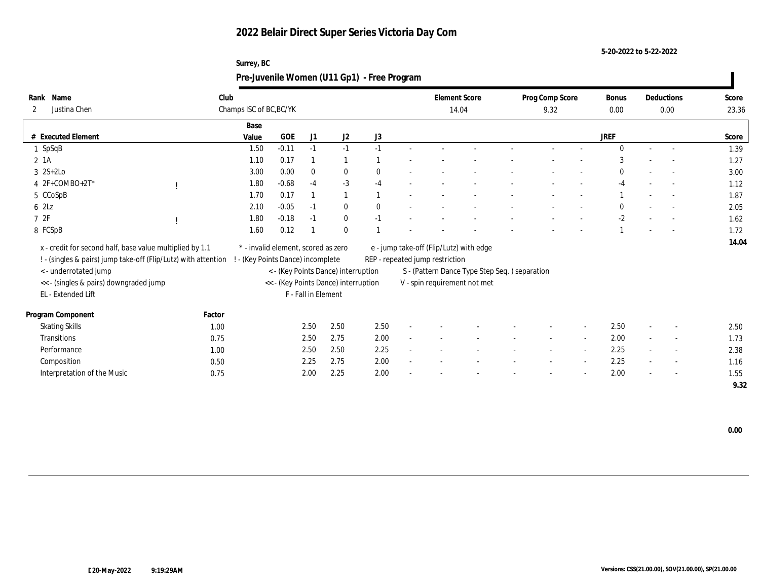# 2022 Belair Direct Super Series Victoria Day Com

5-20-2022 to 5-22-2022

Surrey, BC

## Pre-Juvenile Women (U11 Gp1) - Free Program

| Rank | Name | Club | Element Score | Prog Comp Score | Bonus | Deductions | Score |
|---|---|---|---|---|---|---|---|
| 2 | Justina Chen | Champs ISC of BC,BC/YK | 14.04 | 9.32 | 0.00 | 0.00 | 23.36 |

| # | Executed Element | | Base Value | GOE | J1 | J2 | J3 | | | | | | | | | JREF | | | Score |
|---|---|---|---|---|---|---|---|---|---|---|---|---|---|---|---|---|---|---|---|
| 1 | SpSqB | | 1.50 | -0.11 | -1 | -1 | -1 | - | - | - | - | - | - | - | - | 0 | - | - | 1.39 |
| 2 | 1A | | 1.10 | 0.17 | 1 | 1 | 1 | - | - | - | - | - | - | - | - | 3 | - | - | 1.27 |
| 3 | 2S+2Lo | | 3.00 | 0.00 | 0 | 0 | 0 | - | - | - | - | - | - | - | - | 0 | - | - | 3.00 |
| 4 | 2F+COMBO+2T* | ! | 1.80 | -0.68 | -4 | -3 | -4 | - | - | - | - | - | - | - | - | -4 | - | - | 1.12 |
| 5 | CCoSpB | | 1.70 | 0.17 | 1 | 1 | 1 | - | - | - | - | - | - | - | - | 1 | - | - | 1.87 |
| 6 | 2Lz | | 2.10 | -0.05 | -1 | 0 | 0 | - | - | - | - | - | - | - | - | 0 | - | - | 2.05 |
| 7 | 2F | ! | 1.80 | -0.18 | -1 | 0 | -1 | - | - | - | - | - | - | - | - | -2 | - | - | 1.62 |
| 8 | FCSpB | | 1.60 | 0.12 | 1 | 0 | 1 | - | - | - | - | - | - | - | - | 1 | - | - | 1.72 |
| | | | | | | | | | | | | | | | | | | | 14.04 |

x - credit for second half, base value multiplied by 1.1
! - (singles & pairs) jump take-off (Flip/Lutz) with attention
< - underrotated jump
<< - (singles & pairs) downgraded jump
EL - Extended Lift
\* - invalid element, scored as zero
! - (Key Points Dance) incomplete
< - (Key Points Dance) interruption
<< - (Key Points Dance) interruption
F - Fall in Element
e - jump take-off (Flip/Lutz) with edge
REP - repeated jump restriction
S - (Pattern Dance Type Step Seq. ) separation
V - spin requirement not met

| Program Component | Factor | J1 | J2 | J3 | | | | | | | | | JREF | | | Score |
|---|---|---|---|---|---|---|---|---|---|---|---|---|---|---|---|---|
| Skating Skills | 1.00 | 2.50 | 2.50 | 2.50 | - | - | - | - | - | - | - | - | 2.50 | - | - | 2.50 |
| Transitions | 0.75 | 2.50 | 2.75 | 2.00 | - | - | - | - | - | - | - | - | 2.00 | - | - | 1.73 |
| Performance | 1.00 | 2.50 | 2.50 | 2.25 | - | - | - | - | - | - | - | - | 2.25 | - | - | 2.38 |
| Composition | 0.50 | 2.25 | 2.75 | 2.00 | - | - | - | - | - | - | - | - | 2.25 | - | - | 1.16 |
| Interpretation of the Music | 0.75 | 2.00 | 2.25 | 2.00 | - | - | - | - | - | - | - | - | 2.00 | - | - | 1.55 |
| | | | | | | | | | | | | | | | | 9.32 |

0.00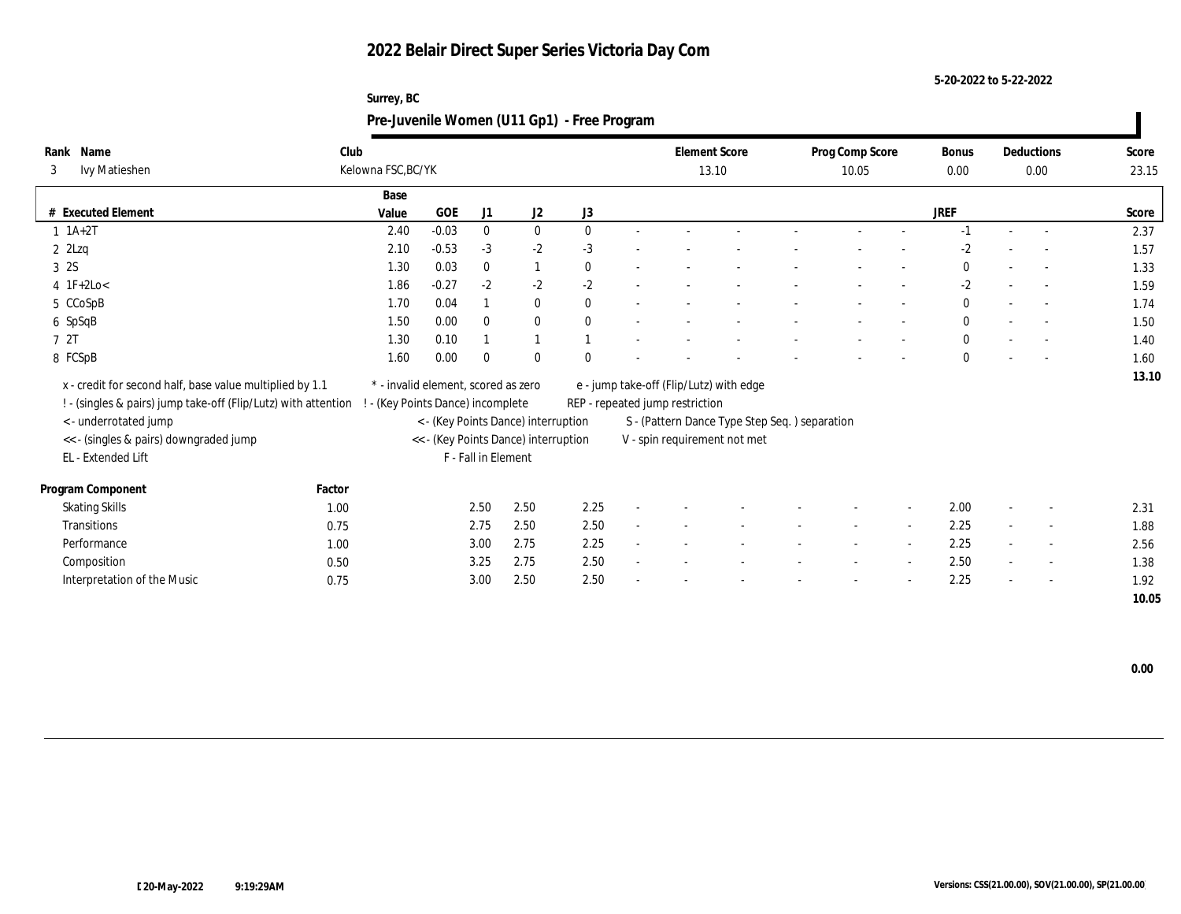# 2022 Belair Direct Super Series Victoria Day Com

5-20-2022 to 5-22-2022

Surrey, BC

## Pre-Juvenile Women (U11 Gp1) - Free Program

| Rank | Name | Club | Element Score | Prog Comp Score | Bonus | Deductions | Score |
|---|---|---|---|---|---|---|---|
| 3 | Ivy Matieshen | Kelowna FSC,BC/YK | 13.10 | 10.05 | 0.00 | 0.00 | 23.15 |

| # | Executed Element | Base Value | GOE | J1 | J2 | J3 | | | | | | | | JREF | | | Score |
|---|---|---|---|---|---|---|---|---|---|---|---|---|---|---|---|---|---|
| 1 | 1A+2T | 2.40 | -0.03 | 0 | 0 | 0 | - | - | - | - | - | - | - | -1 | - | - | 2.37 |
| 2 | 2Lzq | 2.10 | -0.53 | -3 | -2 | -3 | - | - | - | - | - | - | - | -2 | - | - | 1.57 |
| 3 | 2S | 1.30 | 0.03 | 0 | 1 | 0 | - | - | - | - | - | - | - | 0 | - | - | 1.33 |
| 4 | 1F+2Lo< | 1.86 | -0.27 | -2 | -2 | -2 | - | - | - | - | - | - | - | -2 | - | - | 1.59 |
| 5 | CCoSpB | 1.70 | 0.04 | 1 | 0 | 0 | - | - | - | - | - | - | - | 0 | - | - | 1.74 |
| 6 | SpSqB | 1.50 | 0.00 | 0 | 0 | 0 | - | - | - | - | - | - | - | 0 | - | - | 1.50 |
| 7 | 2T | 1.30 | 0.10 | 1 | 1 | 1 | - | - | - | - | - | - | - | 0 | - | - | 1.40 |
| 8 | FCSpB | 1.60 | 0.00 | 0 | 0 | 0 | - | - | - | - | - | - | - | 0 | - | - | 1.60 |
| | | | | | | | | | | | | | | | | | 13.10 |

x - credit for second half, base value multiplied by 1.1
! - (singles & pairs) jump take-off (Flip/Lutz) with attention
< - underrotated jump
<< - (singles & pairs) downgraded jump
EL - Extended Lift

* - invalid element, scored as zero
! - (Key Points Dance) incomplete
< - (Key Points Dance) interruption
<< - (Key Points Dance) interruption
F - Fall in Element

e - jump take-off (Flip/Lutz) with edge
REP - repeated jump restriction
S - (Pattern Dance Type Step Seq. ) separation
V - spin requirement not met

| Program Component | Factor | J1 | J2 | J3 | | | | | | | | JREF | | | Score |
|---|---|---|---|---|---|---|---|---|---|---|---|---|---|---|---|
| Skating Skills | 1.00 | 2.50 | 2.50 | 2.25 | - | - | - | - | - | - | - | 2.00 | - | - | 2.31 |
| Transitions | 0.75 | 2.75 | 2.50 | 2.50 | - | - | - | - | - | - | - | 2.25 | - | - | 1.88 |
| Performance | 1.00 | 3.00 | 2.75 | 2.25 | - | - | - | - | - | - | - | 2.25 | - | - | 2.56 |
| Composition | 0.50 | 3.25 | 2.75 | 2.50 | - | - | - | - | - | - | - | 2.50 | - | - | 1.38 |
| Interpretation of the Music | 0.75 | 3.00 | 2.50 | 2.50 | - | - | - | - | - | - | - | 2.25 | - | - | 1.92 |
| | | | | | | | | | | | | | | | 10.05 |

0.00

20-May-2022 9:19:29AM

Versions: CSS(21.00.00), SOV(21.00.00), SP(21.00.00)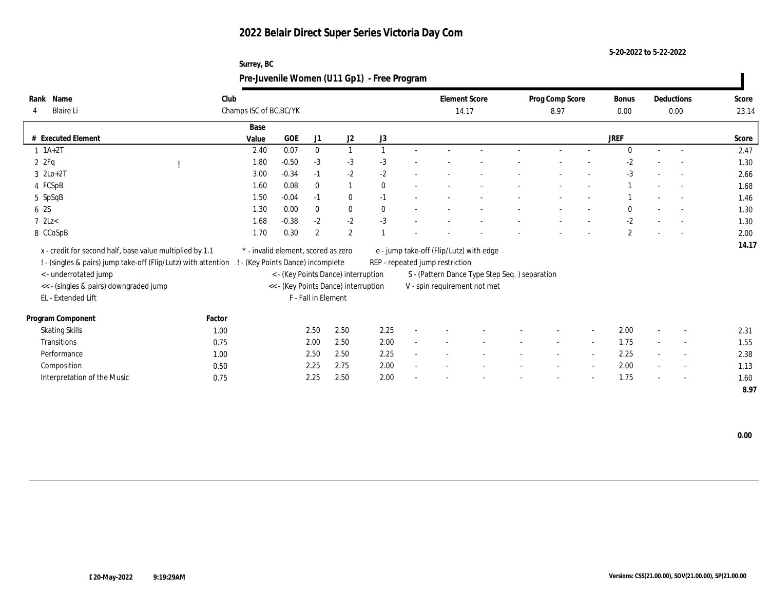# 2022 Belair Direct Super Series Victoria Day Com

5-20-2022 to 5-22-2022

Surrey, BC

## Pre-Juvenile Women (U11 Gp1) - Free Program

| Rank | Name | Club | Element Score | Prog Comp Score | Bonus | Deductions | Score |
|---|---|---|---|---|---|---|---|
| 4 | Blaire Li | Champs ISC of BC,BC/YK | 14.17 | 8.97 | 0.00 | 0.00 | 23.14 |

| # | Executed Element | | Base Value | GOE | J1 | J2 | J3 | | | | | | | | | JREF | | | Score |
|---|---|---|---|---|---|---|---|---|---|---|---|---|---|---|---|---|---|---|---|
| 1 | 1A+2T | | 2.40 | 0.07 | 0 | 1 | 1 | - | - | - | - | - | - | - | - | 0 | - | - | 2.47 |
| 2 | 2Fq | ! | 1.80 | -0.50 | -3 | -3 | -3 | - | - | - | - | - | - | - | - | -2 | - | - | 1.30 |
| 3 | 2Lo+2T | | 3.00 | -0.34 | -1 | -2 | -2 | - | - | - | - | - | - | - | - | -3 | - | - | 2.66 |
| 4 | FCSpB | | 1.60 | 0.08 | 0 | 1 | 0 | - | - | - | - | - | - | - | - | 1 | - | - | 1.68 |
| 5 | SpSqB | | 1.50 | -0.04 | -1 | 0 | -1 | - | - | - | - | - | - | - | - | 1 | - | - | 1.46 |
| 6 | 2S | | 1.30 | 0.00 | 0 | 0 | 0 | - | - | - | - | - | - | - | - | 0 | - | - | 1.30 |
| 7 | 2Lz< | | 1.68 | -0.38 | -2 | -2 | -3 | - | - | - | - | - | - | - | - | -2 | - | - | 1.30 |
| 8 | CCoSpB | | 1.70 | 0.30 | 2 | 2 | 1 | - | - | - | - | - | - | - | - | 2 | - | - | 2.00 |
| | | | | | | | | | | | | | | | | | | | 14.17 |

x - credit for second half, base value multiplied by 1.1
! - (singles & pairs) jump take-off (Flip/Lutz) with attention
< - underrotated jump
<< - (singles & pairs) downgraded jump
EL - Extended Lift
\* - invalid element, scored as zero
! - (Key Points Dance) incomplete
< - (Key Points Dance) interruption
<< - (Key Points Dance) interruption
F - Fall in Element
e - jump take-off (Flip/Lutz) with edge
REP - repeated jump restriction
S - (Pattern Dance Type Step Seq. ) separation
V - spin requirement not met

| Program Component | Factor | J1 | J2 | J3 | | | | | | | JREF | | | Score |
|---|---|---|---|---|---|---|---|---|---|---|---|---|---|---|
| Skating Skills | 1.00 | 2.50 | 2.50 | 2.25 | - | - | - | - | - | - | 2.00 | - | - | 2.31 |
| Transitions | 0.75 | 2.00 | 2.50 | 2.00 | - | - | - | - | - | - | 1.75 | - | - | 1.55 |
| Performance | 1.00 | 2.50 | 2.50 | 2.25 | - | - | - | - | - | - | 2.25 | - | - | 2.38 |
| Composition | 0.50 | 2.25 | 2.75 | 2.00 | - | - | - | - | - | - | 2.00 | - | - | 1.13 |
| Interpretation of the Music | 0.75 | 2.25 | 2.50 | 2.00 | - | - | - | - | - | - | 1.75 | - | - | 1.60 |
| | | | | | | | | | | | | | | 8.97 |

0.00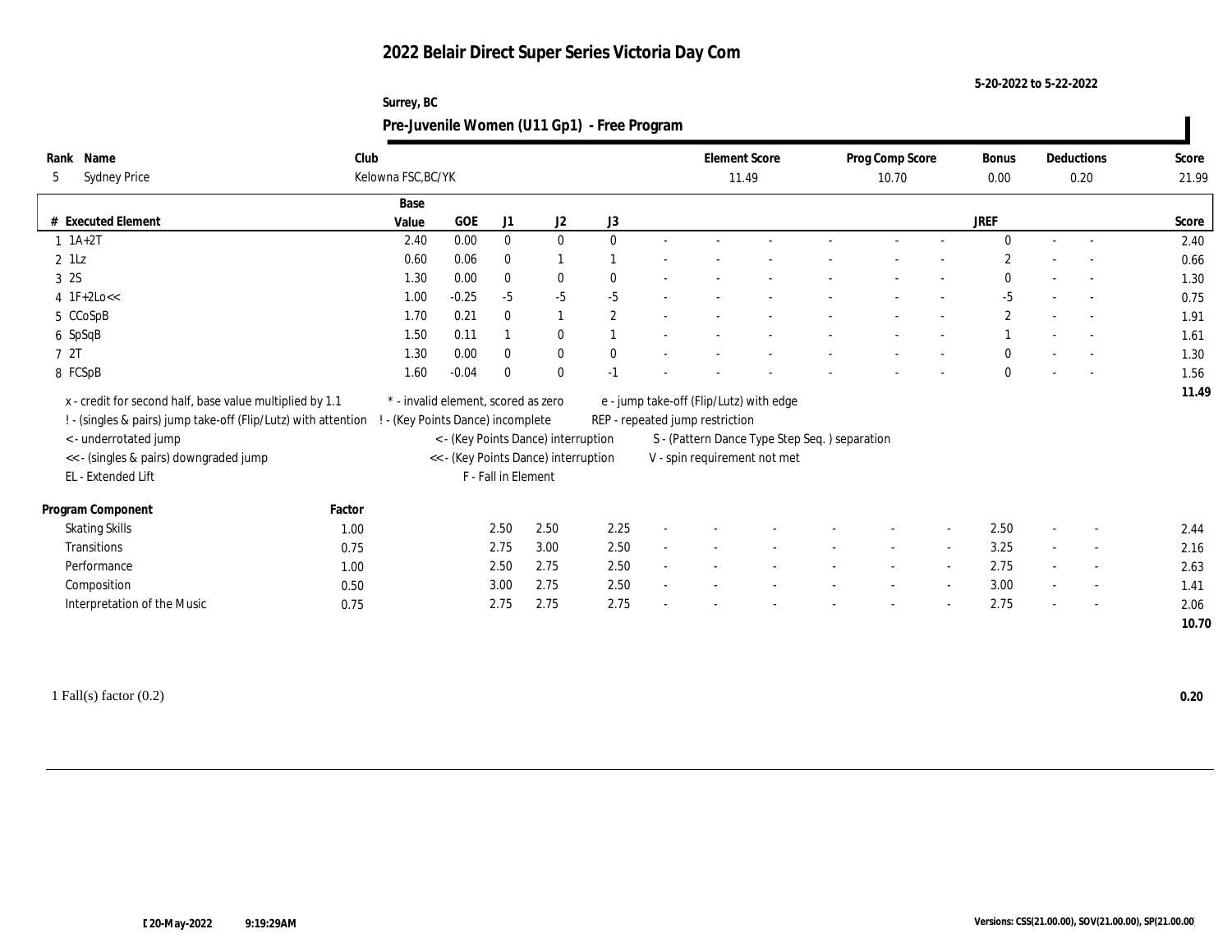# 2022 Belair Direct Super Series Victoria Day Com

5-20-2022 to 5-22-2022

Surrey, BC

## Pre-Juvenile Women (U11 Gp1) - Free Program

| Rank | Name | Club | Element Score | Prog Comp Score | Bonus | Deductions | Score |
|---|---|---|---|---|---|---|---|
| 5 | Sydney Price | Kelowna FSC,BC/YK | 11.49 | 10.70 | 0.00 | 0.20 | 21.99 |

| # | Executed Element | Base Value | GOE | J1 | J2 | J3 | | | | | | | | JREF | | | Score |
|---|---|---|---|---|---|---|---|---|---|---|---|---|---|---|---|---|---|
| 1 | 1A+2T | 2.40 | 0.00 | 0 | 0 | 0 | - | - | - | - | - | - | | 0 | - | - | 2.40 |
| 2 | 1Lz | 0.60 | 0.06 | 0 | 1 | 1 | - | - | - | - | - | - | | 2 | - | - | 0.66 |
| 3 | 2S | 1.30 | 0.00 | 0 | 0 | 0 | - | - | - | - | - | - | | 0 | - | - | 1.30 |
| 4 | 1F+2Lo<< | 1.00 | -0.25 | -5 | -5 | -5 | - | - | - | - | - | - | | -5 | - | - | 0.75 |
| 5 | CCoSpB | 1.70 | 0.21 | 0 | 1 | 2 | - | - | - | - | - | - | | 2 | - | - | 1.91 |
| 6 | SpSqB | 1.50 | 0.11 | 1 | 0 | 1 | - | - | - | - | - | - | | 1 | - | - | 1.61 |
| 7 | 2T | 1.30 | 0.00 | 0 | 0 | 0 | - | - | - | - | - | - | | 0 | - | - | 1.30 |
| 8 | FCSpB | 1.60 | -0.04 | 0 | 0 | -1 | - | - | - | - | - | - | | 0 | - | - | 1.56 |
| | | | | | | | | | | | | | | | | | 11.49 |

x - credit for second half, base value multiplied by 1.1
! - (singles & pairs) jump take-off (Flip/Lutz) with attention
< - underrotated jump
<< - (singles & pairs) downgraded jump
EL - Extended Lift

* - invalid element, scored as zero
! - (Key Points Dance) incomplete
< - (Key Points Dance) interruption
<< - (Key Points Dance) interruption
F - Fall in Element

e - jump take-off (Flip/Lutz) with edge
REP - repeated jump restriction
S - (Pattern Dance Type Step Seq. ) separation
V - spin requirement not met

| Program Component | Factor | J1 | J2 | J3 | | | | | | | JREF | | | Score |
|---|---|---|---|---|---|---|---|---|---|---|---|---|---|---|
| Skating Skills | 1.00 | 2.50 | 2.50 | 2.25 | - | - | - | - | - | - | 2.50 | - | - | 2.44 |
| Transitions | 0.75 | 2.75 | 3.00 | 2.50 | - | - | - | - | - | - | 3.25 | - | - | 2.16 |
| Performance | 1.00 | 2.50 | 2.75 | 2.50 | - | - | - | - | - | - | 2.75 | - | - | 2.63 |
| Composition | 0.50 | 3.00 | 2.75 | 2.50 | - | - | - | - | - | - | 3.00 | - | - | 1.41 |
| Interpretation of the Music | 0.75 | 2.75 | 2.75 | 2.75 | - | - | - | - | - | - | 2.75 | - | - | 2.06 |
| | | | | | | | | | | | | | | 10.70 |

1 Fall(s) factor (0.2) **0.20**

20-May-2022 9:19:29AM

Versions: CSS(21.00.00), SOV(21.00.00), SP(21.00.00)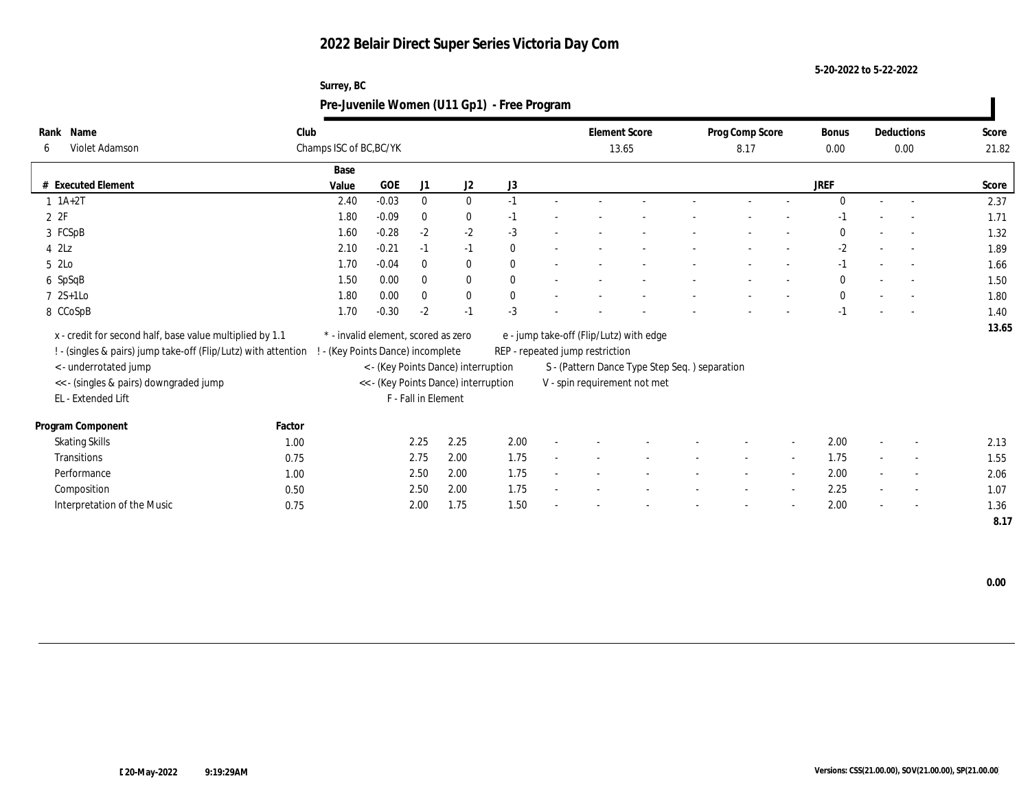# 2022 Belair Direct Super Series Victoria Day Com

5-20-2022 to 5-22-2022

Surrey, BC

## Pre-Juvenile Women (U11 Gp1) - Free Program

| Rank | Name | Club | Element Score | Prog Comp Score | Bonus | Deductions | Score |
|---|---|---|---|---|---|---|---|
| 6 | Violet Adamson | Champs ISC of BC,BC/YK | 13.65 | 8.17 | 0.00 | 0.00 | 21.82 |

| # | Executed Element | Base Value | GOE | J1 | J2 | J3 | | | | | | | | | JREF | | | Score |
|---|---|---|---|---|---|---|---|---|---|---|---|---|---|---|---|---|---|---|
| 1 | 1A+2T | 2.40 | -0.03 | 0 | 0 | -1 | - | - | - | - | - | - | - | - | 0 | - | - | 2.37 |
| 2 | 2F | 1.80 | -0.09 | 0 | 0 | -1 | - | - | - | - | - | - | - | - | -1 | - | - | 1.71 |
| 3 | FCSpB | 1.60 | -0.28 | -2 | -2 | -3 | - | - | - | - | - | - | - | - | 0 | - | - | 1.32 |
| 4 | 2Lz | 2.10 | -0.21 | -1 | -1 | 0 | - | - | - | - | - | - | - | - | -2 | - | - | 1.89 |
| 5 | 2Lo | 1.70 | -0.04 | 0 | 0 | 0 | - | - | - | - | - | - | - | - | -1 | - | - | 1.66 |
| 6 | SpSqB | 1.50 | 0.00 | 0 | 0 | 0 | - | - | - | - | - | - | - | - | 0 | - | - | 1.50 |
| 7 | 2S+1Lo | 1.80 | 0.00 | 0 | 0 | 0 | - | - | - | - | - | - | - | - | 0 | - | - | 1.80 |
| 8 | CCoSpB | 1.70 | -0.30 | -2 | -1 | -3 | - | - | - | - | - | - | - | - | -1 | - | - | 1.40 |
| | | | | | | | | | | | | | | | | | | 13.65 |

x - credit for second half, base value multiplied by 1.1
! - (singles & pairs) jump take-off (Flip/Lutz) with attention
< - underrotated jump
<< - (singles & pairs) downgraded jump
EL - Extended Lift
\* - invalid element, scored as zero
! - (Key Points Dance) incomplete
< - (Key Points Dance) interruption
<< - (Key Points Dance) interruption
F - Fall in Element
e - jump take-off (Flip/Lutz) with edge
REP - repeated jump restriction
S - (Pattern Dance Type Step Seq. ) separation
V - spin requirement not met

| Program Component | Factor | J1 | J2 | J3 | | | | | | | | | JREF | | | Score |
|---|---|---|---|---|---|---|---|---|---|---|---|---|---|---|---|---|
| Skating Skills | 1.00 | 2.25 | 2.25 | 2.00 | - | - | - | - | - | - | - | - | 2.00 | - | - | 2.13 |
| Transitions | 0.75 | 2.75 | 2.00 | 1.75 | - | - | - | - | - | - | - | - | 1.75 | - | - | 1.55 |
| Performance | 1.00 | 2.50 | 2.00 | 1.75 | - | - | - | - | - | - | - | - | 2.00 | - | - | 2.06 |
| Composition | 0.50 | 2.50 | 2.00 | 1.75 | - | - | - | - | - | - | - | - | 2.25 | - | - | 1.07 |
| Interpretation of the Music | 0.75 | 2.00 | 1.75 | 1.50 | - | - | - | - | - | - | - | - | 2.00 | - | - | 1.36 |
| | | | | | | | | | | | | | | | | 8.17 |

0.00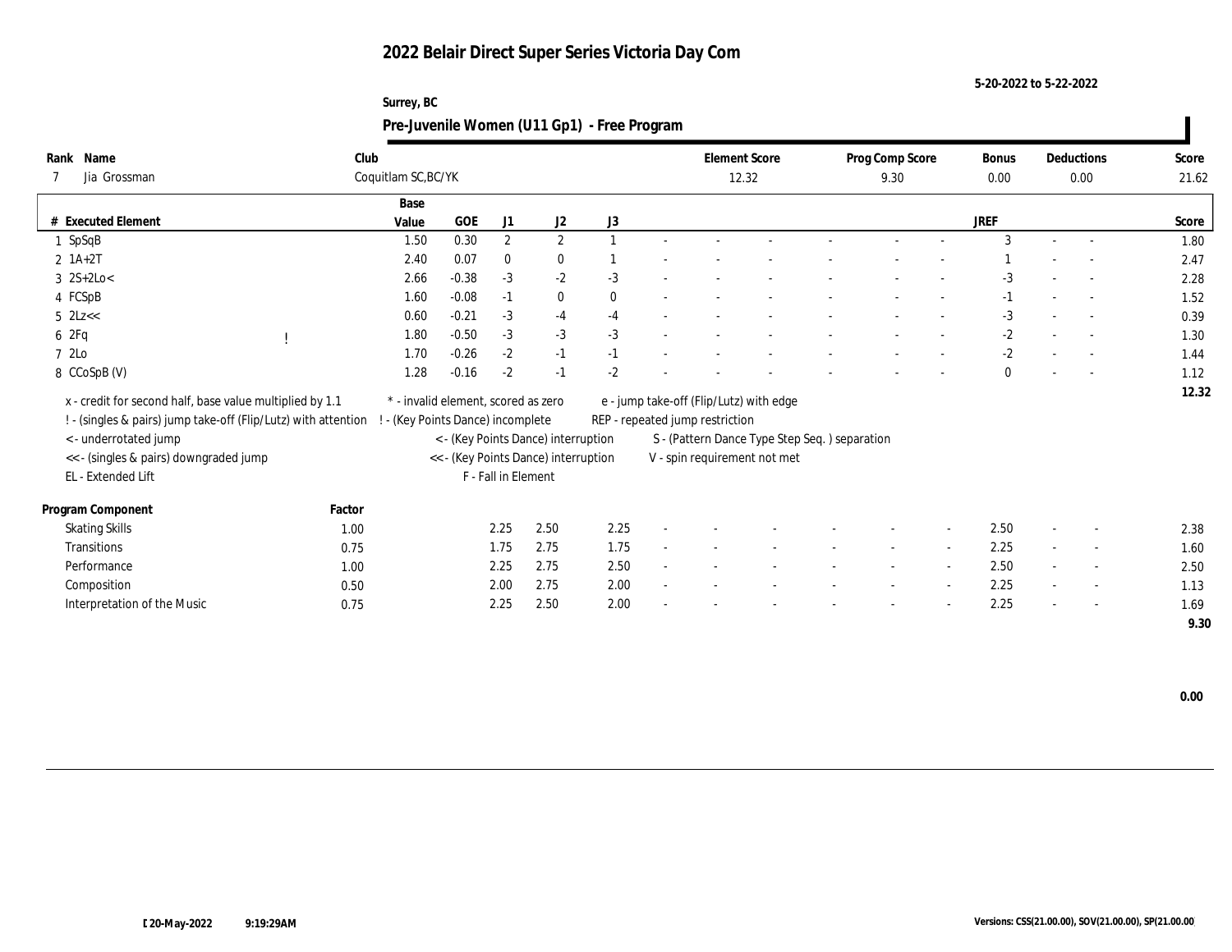# 2022 Belair Direct Super Series Victoria Day Com

5-20-2022 to 5-22-2022

Surrey, BC

## Pre-Juvenile Women (U11 Gp1) - Free Program

| Rank | Name | Club | Element Score | Prog Comp Score | Bonus | Deductions | Score |
|---|---|---|---|---|---|---|---|
| 7 | Jia Grossman | Coquitlam SC,BC/YK | 12.32 | 9.30 | 0.00 | 0.00 | 21.62 |

| # | Executed Element | | Base Value | GOE | J1 | J2 | J3 | | | | | | | | | JREF | | | Score |
|---|---|---|---|---|---|---|---|---|---|---|---|---|---|---|---|---|---|---|---|
| 1 | SpSqB | | 1.50 | 0.30 | 2 | 2 | 1 | - | - | - | - | - | - | - | - | 3 | - | - | 1.80 |
| 2 | 1A+2T | | 2.40 | 0.07 | 0 | 0 | 1 | - | - | - | - | - | - | - | - | 1 | - | - | 2.47 |
| 3 | 2S+2Lo< | | 2.66 | -0.38 | -3 | -2 | -3 | - | - | - | - | - | - | - | - | -3 | - | - | 2.28 |
| 4 | FCSpB | | 1.60 | -0.08 | -1 | 0 | 0 | - | - | - | - | - | - | - | - | -1 | - | - | 1.52 |
| 5 | 2Lz<< | | 0.60 | -0.21 | -3 | -4 | -4 | - | - | - | - | - | - | - | - | -3 | - | - | 0.39 |
| 6 | 2Fq | ! | 1.80 | -0.50 | -3 | -3 | -3 | - | - | - | - | - | - | - | - | -2 | - | - | 1.30 |
| 7 | 2Lo | | 1.70 | -0.26 | -2 | -1 | -1 | - | - | - | - | - | - | - | - | -2 | - | - | 1.44 |
| 8 | CCoSpB (V) | | 1.28 | -0.16 | -2 | -1 | -2 | - | - | - | - | - | - | - | - | 0 | - | - | 1.12 |
| | | | | | | | | | | | | | | | | | | | 12.32 |

x - credit for second half, base value multiplied by 1.1
! - (singles & pairs) jump take-off (Flip/Lutz) with attention
< - underrotated jump
<< - (singles & pairs) downgraded jump
EL - Extended Lift
\* - invalid element, scored as zero
! - (Key Points Dance) incomplete
< - (Key Points Dance) interruption
<< - (Key Points Dance) interruption
F - Fall in Element
e - jump take-off (Flip/Lutz) with edge
REP - repeated jump restriction
S - (Pattern Dance Type Step Seq. ) separation
V - spin requirement not met

| Program Component | Factor | J1 | J2 | J3 | | | | | | | | | JREF | | | Score |
|---|---|---|---|---|---|---|---|---|---|---|---|---|---|---|---|---|
| Skating Skills | 1.00 | 2.25 | 2.50 | 2.25 | - | - | - | - | - | - | - | - | 2.50 | - | - | 2.38 |
| Transitions | 0.75 | 1.75 | 2.75 | 1.75 | - | - | - | - | - | - | - | - | 2.25 | - | - | 1.60 |
| Performance | 1.00 | 2.25 | 2.75 | 2.50 | - | - | - | - | - | - | - | - | 2.50 | - | - | 2.50 |
| Composition | 0.50 | 2.00 | 2.75 | 2.00 | - | - | - | - | - | - | - | - | 2.25 | - | - | 1.13 |
| Interpretation of the Music | 0.75 | 2.25 | 2.50 | 2.00 | - | - | - | - | - | - | - | - | 2.25 | - | - | 1.69 |
| | | | | | | | | | | | | | | | | 9.30 |

0.00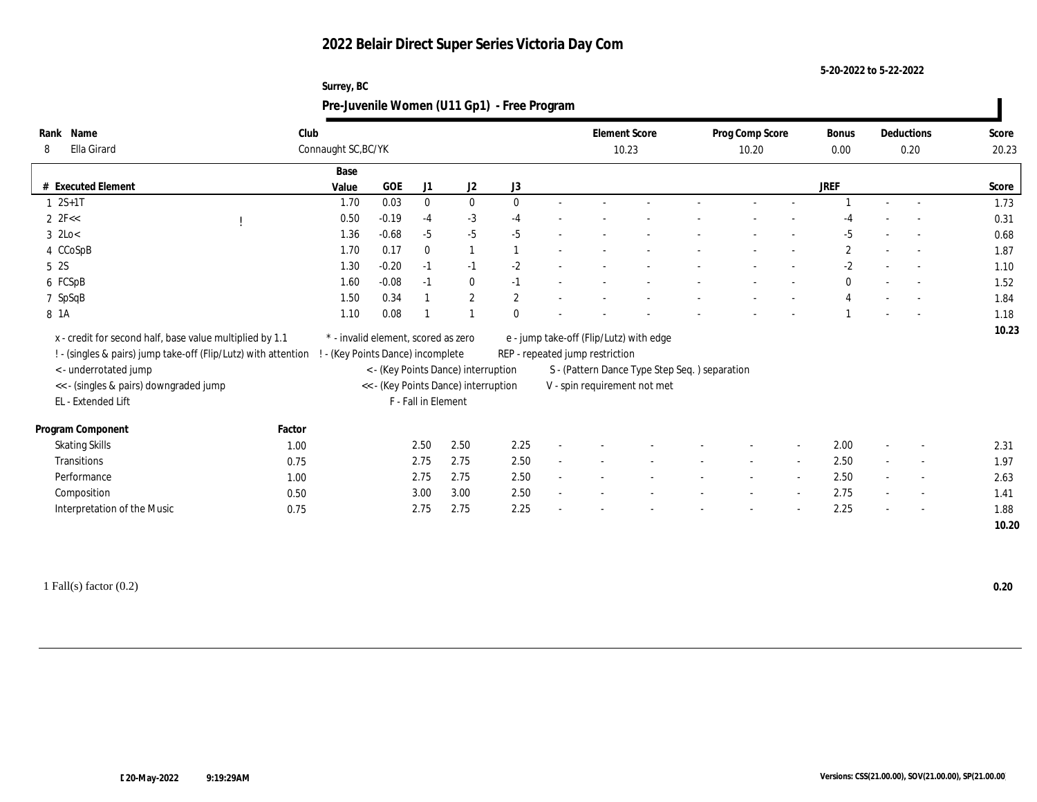# 2022 Belair Direct Super Series Victoria Day Com

5-20-2022 to 5-22-2022

Surrey, BC

## Pre-Juvenile Women (U11 Gp1) - Free Program

| Rank | Name | Club | Element Score | Prog Comp Score | Bonus | Deductions | Score |
|---|---|---|---|---|---|---|---|
| 8 | Ella Girard | Connaught SC,BC/YK | 10.23 | 10.20 | 0.00 | 0.20 | 20.23 |

| # | Executed Element | | Base Value | GOE | J1 | J2 | J3 | | | | | | | | | JREF | | | Score |
|---|---|---|---|---|---|---|---|---|---|---|---|---|---|---|---|---|---|---|---|
| 1 | 2S+1T | | 1.70 | 0.03 | 0 | 0 | 0 | - | - | - | - | - | - | - | - | 1 | - | - | 1.73 |
| 2 | 2F<< | ! | 0.50 | -0.19 | -4 | -3 | -4 | - | - | - | - | - | - | - | - | -4 | - | - | 0.31 |
| 3 | 2Lo< | | 1.36 | -0.68 | -5 | -5 | -5 | - | - | - | - | - | - | - | - | -5 | - | - | 0.68 |
| 4 | CCoSpB | | 1.70 | 0.17 | 0 | 1 | 1 | - | - | - | - | - | - | - | - | 2 | - | - | 1.87 |
| 5 | 2S | | 1.30 | -0.20 | -1 | -1 | -2 | - | - | - | - | - | - | - | - | -2 | - | - | 1.10 |
| 6 | FCSpB | | 1.60 | -0.08 | -1 | 0 | -1 | - | - | - | - | - | - | - | - | 0 | - | - | 1.52 |
| 7 | SpSqB | | 1.50 | 0.34 | 1 | 2 | 2 | - | - | - | - | - | - | - | - | 4 | - | - | 1.84 |
| 8 | 1A | | 1.10 | 0.08 | 1 | 1 | 0 | - | - | - | - | - | - | - | - | 1 | - | - | 1.18 |
| | | | | | | | | | | | | | | | | | | | 10.23 |

x - credit for second half, base value multiplied by 1.1
! - (singles & pairs) jump take-off (Flip/Lutz) with attention
< - underrotated jump
<< - (singles & pairs) downgraded jump
EL - Extended Lift
\* - invalid element, scored as zero
! - (Key Points Dance) incomplete
< - (Key Points Dance) interruption
<< - (Key Points Dance) interruption
F - Fall in Element
e - jump take-off (Flip/Lutz) with edge
REP - repeated jump restriction
S - (Pattern Dance Type Step Seq. ) separation
V - spin requirement not met

| Program Component | Factor | J1 | J2 | J3 | | | | | | | | | JREF | | | Score |
|---|---|---|---|---|---|---|---|---|---|---|---|---|---|---|---|---|
| Skating Skills | 1.00 | 2.50 | 2.50 | 2.25 | - | - | - | - | - | - | - | - | 2.00 | - | - | 2.31 |
| Transitions | 0.75 | 2.75 | 2.75 | 2.50 | - | - | - | - | - | - | - | - | 2.50 | - | - | 1.97 |
| Performance | 1.00 | 2.75 | 2.75 | 2.50 | - | - | - | - | - | - | - | - | 2.50 | - | - | 2.63 |
| Composition | 0.50 | 3.00 | 3.00 | 2.50 | - | - | - | - | - | - | - | - | 2.75 | - | - | 1.41 |
| Interpretation of the Music | 0.75 | 2.75 | 2.75 | 2.25 | - | - | - | - | - | - | - | - | 2.25 | - | - | 1.88 |
| | | | | | | | | | | | | | | | | 10.20 |

1 Fall(s) factor (0.2) **0.20**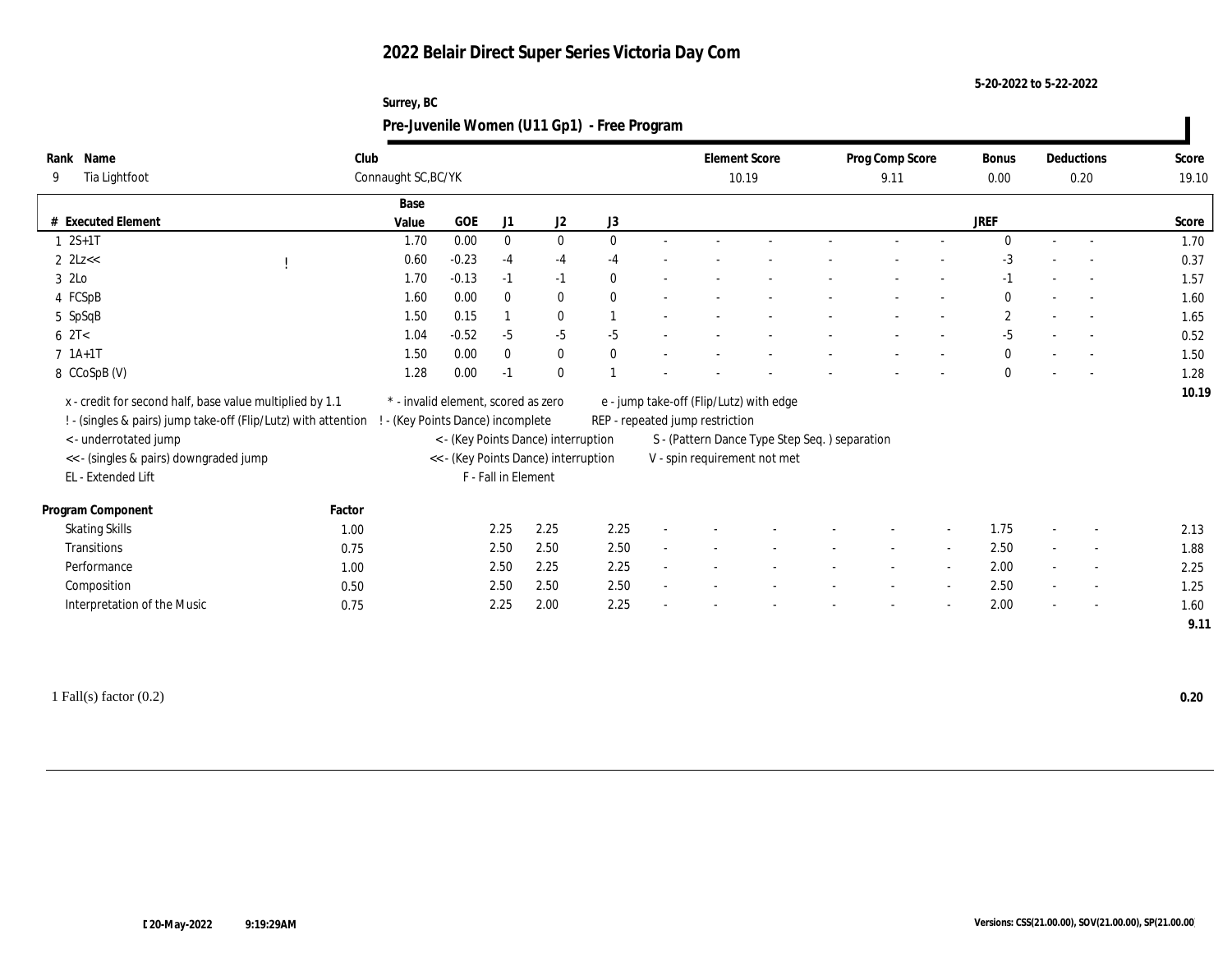# 2022 Belair Direct Super Series Victoria Day Com

5-20-2022 to 5-22-2022

Surrey, BC

## Pre-Juvenile Women (U11 Gp1) - Free Program

| Rank | Name | Club | Element Score | Prog Comp Score | Bonus | Deductions | Score |
|---|---|---|---|---|---|---|---|
| 9 | Tia Lightfoot | Connaught SC,BC/YK | 10.19 | 9.11 | 0.00 | 0.20 | 19.10 |

| # | Executed Element | | Base Value | GOE | J1 | J2 | J3 | | | | | | | | | JREF | | | Score |
|---|---|---|---|---|---|---|---|---|---|---|---|---|---|---|---|---|---|---|---|
| 1 | 2S+1T | | 1.70 | 0.00 | 0 | 0 | 0 | - | - | - | - | - | - | - | - | 0 | - | - | 1.70 |
| 2 | 2Lz<< | ! | 0.60 | -0.23 | -4 | -4 | -4 | - | - | - | - | - | - | - | - | -3 | - | - | 0.37 |
| 3 | 2Lo | | 1.70 | -0.13 | -1 | -1 | 0 | - | - | - | - | - | - | - | - | -1 | - | - | 1.57 |
| 4 | FCSpB | | 1.60 | 0.00 | 0 | 0 | 0 | - | - | - | - | - | - | - | - | 0 | - | - | 1.60 |
| 5 | SpSqB | | 1.50 | 0.15 | 1 | 0 | 1 | - | - | - | - | - | - | - | - | 2 | - | - | 1.65 |
| 6 | 2T< | | 1.04 | -0.52 | -5 | -5 | -5 | - | - | - | - | - | - | - | - | -5 | - | - | 0.52 |
| 7 | 1A+1T | | 1.50 | 0.00 | 0 | 0 | 0 | - | - | - | - | - | - | - | - | 0 | - | - | 1.50 |
| 8 | CCoSpB (V) | | 1.28 | 0.00 | -1 | 0 | 1 | - | - | - | - | - | - | - | - | 0 | - | - | 1.28 |
| | | | | | | | | | | | | | | | | | | | 10.19 |

x - credit for second half, base value multiplied by 1.1
! - (singles & pairs) jump take-off (Flip/Lutz) with attention
< - underrotated jump
<< - (singles & pairs) downgraded jump
EL - Extended Lift
* - invalid element, scored as zero
! - (Key Points Dance) incomplete
< - (Key Points Dance) interruption
<< - (Key Points Dance) interruption
F - Fall in Element
e - jump take-off (Flip/Lutz) with edge
REP - repeated jump restriction
S - (Pattern Dance Type Step Seq. ) separation
V - spin requirement not met

| Program Component | Factor | J1 | J2 | J3 | | | | | | | | JREF | | | Score |
|---|---|---|---|---|---|---|---|---|---|---|---|---|---|---|---|
| Skating Skills | 1.00 | 2.25 | 2.25 | 2.25 | - | - | - | - | - | - | - | 1.75 | - | - | 2.13 |
| Transitions | 0.75 | 2.50 | 2.50 | 2.50 | - | - | - | - | - | - | - | 2.50 | - | - | 1.88 |
| Performance | 1.00 | 2.50 | 2.25 | 2.25 | - | - | - | - | - | - | - | 2.00 | - | - | 2.25 |
| Composition | 0.50 | 2.50 | 2.50 | 2.50 | - | - | - | - | - | - | - | 2.50 | - | - | 1.25 |
| Interpretation of the Music | 0.75 | 2.25 | 2.00 | 2.25 | - | - | - | - | - | - | - | 2.00 | - | - | 1.60 |
| | | | | | | | | | | | | | | | 9.11 |

1 Fall(s) factor (0.2) **0.20**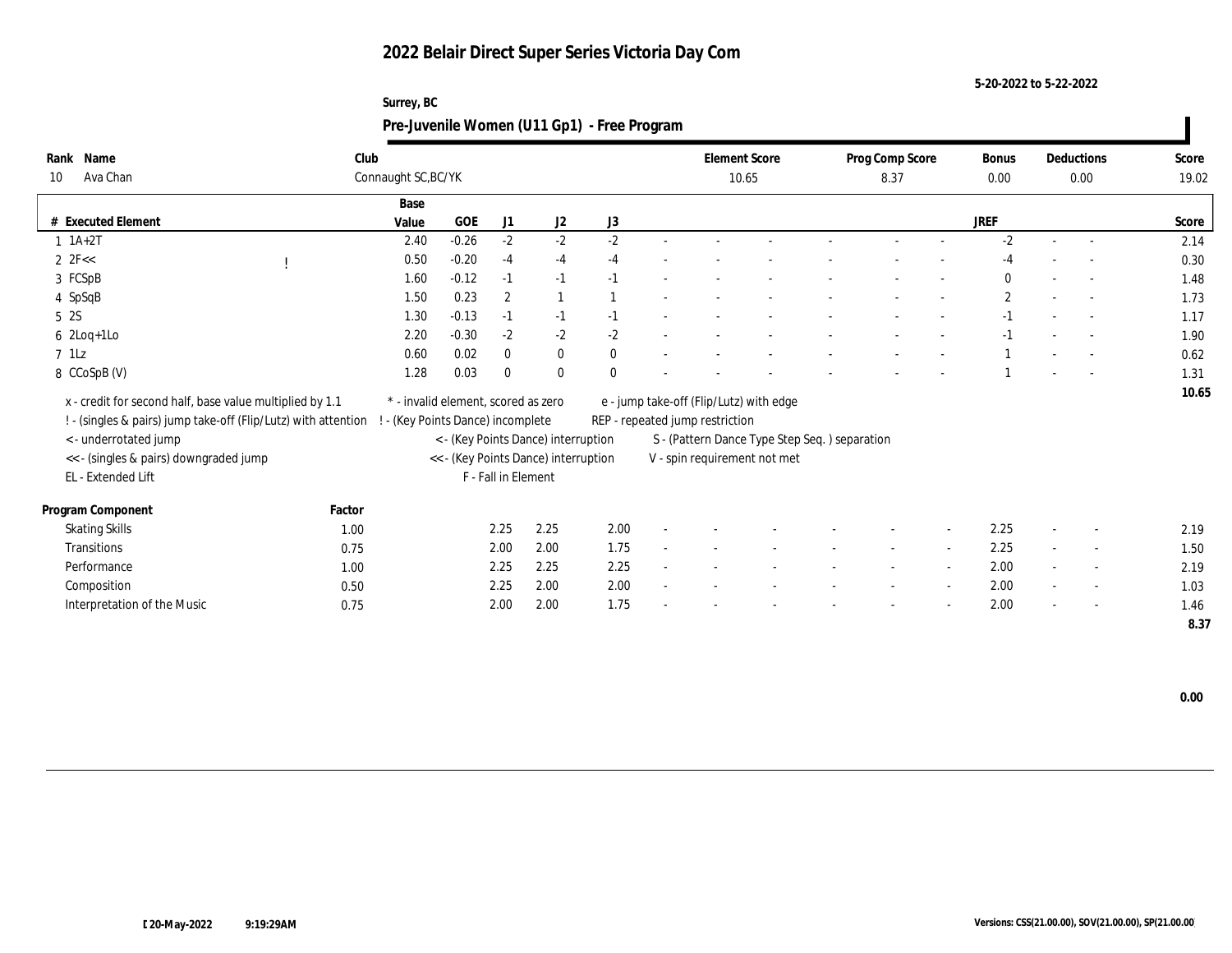# 2022 Belair Direct Super Series Victoria Day Com

5-20-2022 to 5-22-2022

Surrey, BC

## Pre-Juvenile Women (U11 Gp1) - Free Program

| Rank | Name | Club | Element Score | Prog Comp Score | Bonus | Deductions | Score |
|---|---|---|---|---|---|---|---|
| 10 | Ava Chan | Connaught SC,BC/YK | 10.65 | 8.37 | 0.00 | 0.00 | 19.02 |

| # | Executed Element | | Base Value | GOE | J1 | J2 | J3 | | | | | | | | | JREF | | | Score |
|---|---|---|---|---|---|---|---|---|---|---|---|---|---|---|---|---|---|---|---|
| 1 | 1A+2T | | 2.40 | -0.26 | -2 | -2 | -2 | - | - | - | - | - | - | - | | -2 | - | - | 2.14 |
| 2 | 2F<< | ! | 0.50 | -0.20 | -4 | -4 | -4 | - | - | - | - | - | - | - | | -4 | - | - | 0.30 |
| 3 | FCSpB | | 1.60 | -0.12 | -1 | -1 | -1 | - | - | - | - | - | - | - | | 0 | - | - | 1.48 |
| 4 | SpSqB | | 1.50 | 0.23 | 2 | 1 | 1 | - | - | - | - | - | - | - | | 2 | - | - | 1.73 |
| 5 | 2S | | 1.30 | -0.13 | -1 | -1 | -1 | - | - | - | - | - | - | - | | -1 | - | - | 1.17 |
| 6 | 2Loq+1Lo | | 2.20 | -0.30 | -2 | -2 | -2 | - | - | - | - | - | - | - | | -1 | - | - | 1.90 |
| 7 | 1Lz | | 0.60 | 0.02 | 0 | 0 | 0 | - | - | - | - | - | - | - | | 1 | - | - | 0.62 |
| 8 | CCoSpB (V) | | 1.28 | 0.03 | 0 | 0 | 0 | - | - | - | - | - | - | - | | 1 | - | - | 1.31 |
| | | | | | | | | | | | | | | | | | | | 10.65 |

x - credit for second half, base value multiplied by 1.1
! - (singles & pairs) jump take-off (Flip/Lutz) with attention
< - underrotated jump
<< - (singles & pairs) downgraded jump
EL - Extended Lift

\* - invalid element, scored as zero
! - (Key Points Dance) incomplete
< - (Key Points Dance) interruption
<< - (Key Points Dance) interruption
F - Fall in Element

e - jump take-off (Flip/Lutz) with edge
REP - repeated jump restriction
S - (Pattern Dance Type Step Seq. ) separation
V - spin requirement not met

| Program Component | Factor | J1 | J2 | J3 | | | | | | | | JREF | | | Score |
|---|---|---|---|---|---|---|---|---|---|---|---|---|---|---|---|
| Skating Skills | 1.00 | 2.25 | 2.25 | 2.00 | - | - | - | - | - | - | - | 2.25 | - | - | 2.19 |
| Transitions | 0.75 | 2.00 | 2.00 | 1.75 | - | - | - | - | - | - | - | 2.25 | - | - | 1.50 |
| Performance | 1.00 | 2.25 | 2.25 | 2.25 | - | - | - | - | - | - | - | 2.00 | - | - | 2.19 |
| Composition | 0.50 | 2.25 | 2.00 | 2.00 | - | - | - | - | - | - | - | 2.00 | - | - | 1.03 |
| Interpretation of the Music | 0.75 | 2.00 | 2.00 | 1.75 | - | - | - | - | - | - | - | 2.00 | - | - | 1.46 |
| | | | | | | | | | | | | | | | 8.37 |

0.00

20-May-2022 9:19:29AM

Versions: CSS(21.00.00), SOV(21.00.00), SP(21.00.00)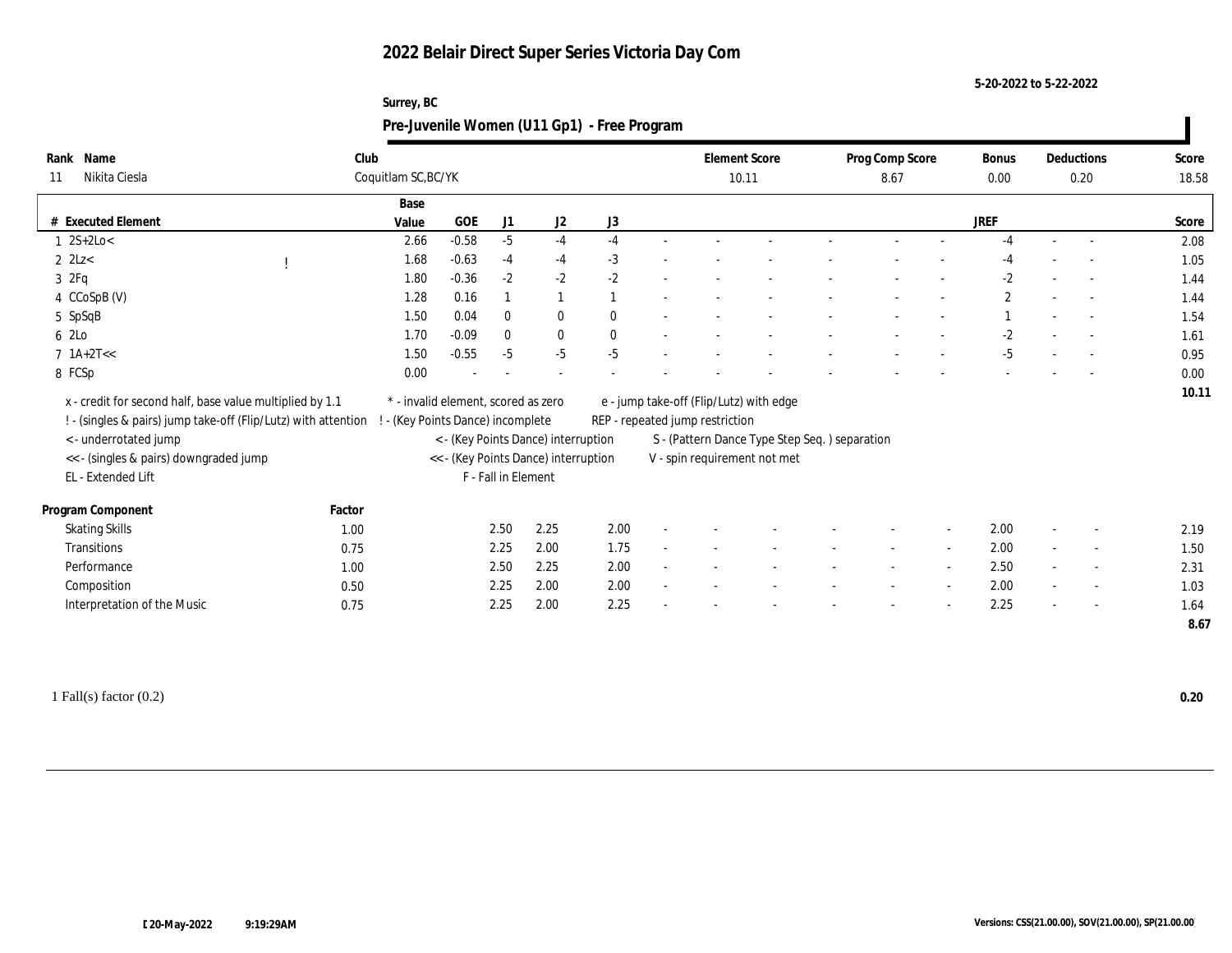# 2022 Belair Direct Super Series Victoria Day Com

5-20-2022 to 5-22-2022

Surrey, BC

## Pre-Juvenile Women (U11 Gp1) - Free Program

| Rank | Name | Club | Element Score | Prog Comp Score | Bonus | Deductions | Score |
|---|---|---|---|---|---|---|---|
| 11 | Nikita Ciesla | Coquitlam SC,BC/YK | 10.11 | 8.67 | 0.00 | 0.20 | 18.58 |

| # | Executed Element | | Base Value | GOE | J1 | J2 | J3 | | | | | | | | | JREF | | | Score |
|---|---|---|---|---|---|---|---|---|---|---|---|---|---|---|---|---|---|---|---|
| 1 | 2S+2Lo< | | 2.66 | -0.58 | -5 | -4 | -4 | - | - | - | - | - | - | - | - | -4 | - | - | 2.08 |
| 2 | 2Lz< | ! | 1.68 | -0.63 | -4 | -4 | -3 | - | - | - | - | - | - | - | - | -4 | - | - | 1.05 |
| 3 | 2Fq | | 1.80 | -0.36 | -2 | -2 | -2 | - | - | - | - | - | - | - | - | -2 | - | - | 1.44 |
| 4 | CCoSpB (V) | | 1.28 | 0.16 | 1 | 1 | 1 | - | - | - | - | - | - | - | - | 2 | - | - | 1.44 |
| 5 | SpSqB | | 1.50 | 0.04 | 0 | 0 | 0 | - | - | - | - | - | - | - | - | 1 | - | - | 1.54 |
| 6 | 2Lo | | 1.70 | -0.09 | 0 | 0 | 0 | - | - | - | - | - | - | - | - | -2 | - | - | 1.61 |
| 7 | 1A+2T<< | | 1.50 | -0.55 | -5 | -5 | -5 | - | - | - | - | - | - | - | - | -5 | - | - | 0.95 |
| 8 | FCSp | | 0.00 | - | - | - | - | - | - | - | - | - | - | - | - | - | - | - | 0.00 |
| | | | | | | | | | | | | | | | | | | | 10.11 |

x - credit for second half, base value multiplied by 1.1
! - (singles & pairs) jump take-off (Flip/Lutz) with attention
< - underrotated jump
<< - (singles & pairs) downgraded jump
EL - Extended Lift
* - invalid element, scored as zero
! - (Key Points Dance) incomplete
< - (Key Points Dance) interruption
<< - (Key Points Dance) interruption
F - Fall in Element
e - jump take-off (Flip/Lutz) with edge
REP - repeated jump restriction
S - (Pattern Dance Type Step Seq. ) separation
V - spin requirement not met

| Program Component | Factor | J1 | J2 | J3 | | | | | | | | | JREF | | | Score |
|---|---|---|---|---|---|---|---|---|---|---|---|---|---|---|---|---|
| Skating Skills | 1.00 | 2.50 | 2.25 | 2.00 | - | - | - | - | - | - | - | - | 2.00 | - | - | 2.19 |
| Transitions | 0.75 | 2.25 | 2.00 | 1.75 | - | - | - | - | - | - | - | - | 2.00 | - | - | 1.50 |
| Performance | 1.00 | 2.50 | 2.25 | 2.00 | - | - | - | - | - | - | - | - | 2.50 | - | - | 2.31 |
| Composition | 0.50 | 2.25 | 2.00 | 2.00 | - | - | - | - | - | - | - | - | 2.00 | - | - | 1.03 |
| Interpretation of the Music | 0.75 | 2.25 | 2.00 | 2.25 | - | - | - | - | - | - | - | - | 2.25 | - | - | 1.64 |
| | | | | | | | | | | | | | | | | 8.67 |

1 Fall(s) factor (0.2) **0.20**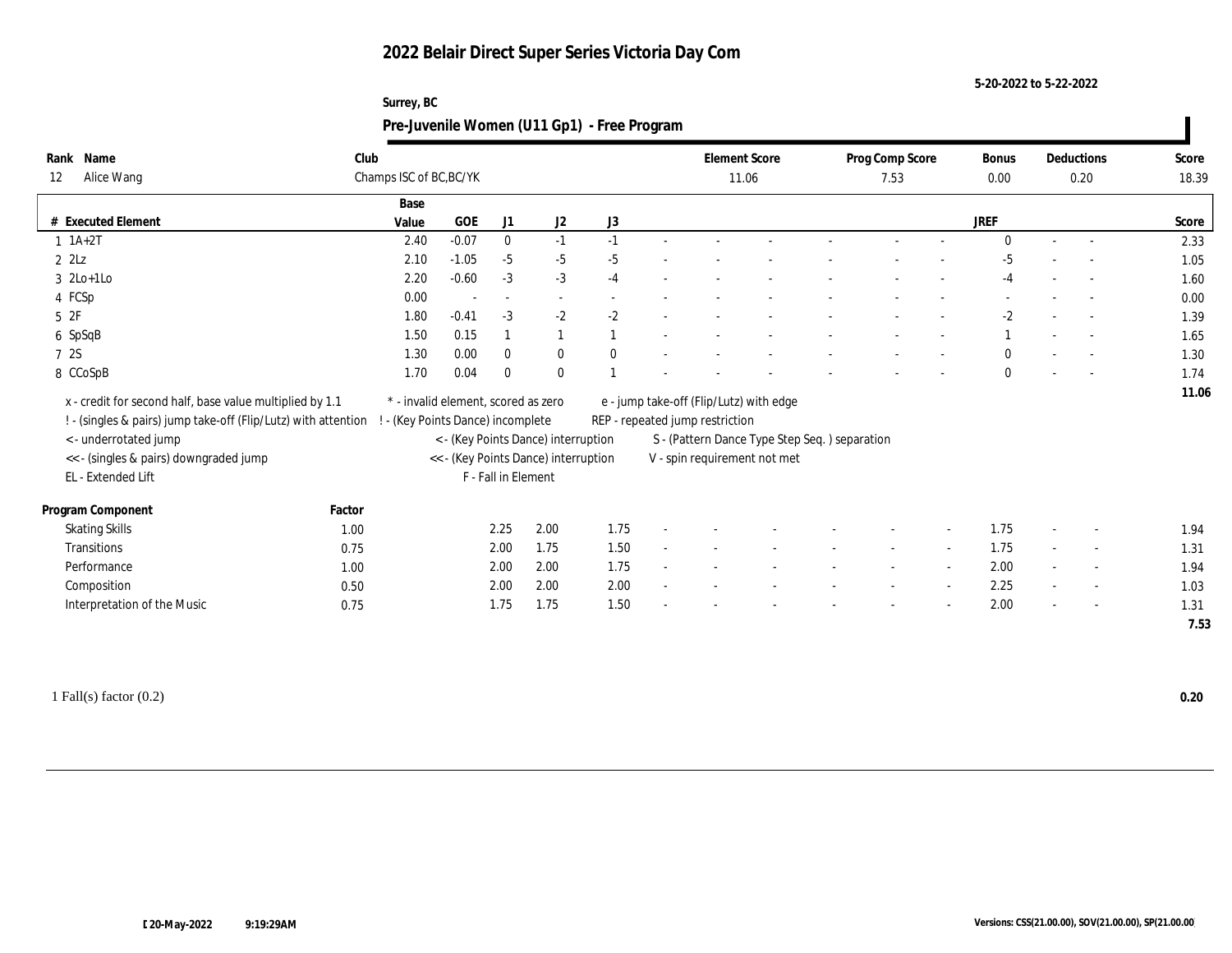# 2022 Belair Direct Super Series Victoria Day Com

5-20-2022 to 5-22-2022

Surrey, BC

## Pre-Juvenile Women (U11 Gp1) - Free Program

| Rank | Name | Club | Element Score | Prog Comp Score | Bonus | Deductions | Score |
|---|---|---|---|---|---|---|---|
| 12 | Alice Wang | Champs ISC of BC,BC/YK | 11.06 | 7.53 | 0.00 | 0.20 | 18.39 |

| # | Executed Element | Base Value | GOE | J1 | J2 | J3 | | | | | | | | | JREF | | | Score |
|---|---|---|---|---|---|---|---|---|---|---|---|---|---|---|---|---|---|---|
| 1 | 1A+2T | 2.40 | -0.07 | 0 | -1 | -1 | - | - | - | - | - | - | - | - | 0 | - | - | 2.33 |
| 2 | 2Lz | 2.10 | -1.05 | -5 | -5 | -5 | - | - | - | - | - | - | - | - | -5 | - | - | 1.05 |
| 3 | 2Lo+1Lo | 2.20 | -0.60 | -3 | -3 | -4 | - | - | - | - | - | - | - | - | -4 | - | - | 1.60 |
| 4 | FCSp | 0.00 | - | - | - | - | - | - | - | - | - | - | - | - | - | - | - | 0.00 |
| 5 | 2F | 1.80 | -0.41 | -3 | -2 | -2 | - | - | - | - | - | - | - | - | -2 | - | - | 1.39 |
| 6 | SpSqB | 1.50 | 0.15 | 1 | 1 | 1 | - | - | - | - | - | - | - | - | 1 | - | - | 1.65 |
| 7 | 2S | 1.30 | 0.00 | 0 | 0 | 0 | - | - | - | - | - | - | - | - | 0 | - | - | 1.30 |
| 8 | CCoSpB | 1.70 | 0.04 | 0 | 0 | 1 | - | - | - | - | - | - | - | - | 0 | - | - | 1.74 |
| | | | | | | | | | | | | | | | | | | 11.06 |

x - credit for second half, base value multiplied by 1.1
! - (singles & pairs) jump take-off (Flip/Lutz) with attention
< - underrotated jump
<< - (singles & pairs) downgraded jump
EL - Extended Lift
\* - invalid element, scored as zero
! - (Key Points Dance) incomplete
< - (Key Points Dance) interruption
<< - (Key Points Dance) interruption
F - Fall in Element
e - jump take-off (Flip/Lutz) with edge
REP - repeated jump restriction
S - (Pattern Dance Type Step Seq. ) separation
V - spin requirement not met

| Program Component | Factor | J1 | J2 | J3 | | | | | | | | | JREF | | | Score |
|---|---|---|---|---|---|---|---|---|---|---|---|---|---|---|---|---|
| Skating Skills | 1.00 | 2.25 | 2.00 | 1.75 | - | - | - | - | - | - | - | - | 1.75 | - | - | 1.94 |
| Transitions | 0.75 | 2.00 | 1.75 | 1.50 | - | - | - | - | - | - | - | - | 1.75 | - | - | 1.31 |
| Performance | 1.00 | 2.00 | 2.00 | 1.75 | - | - | - | - | - | - | - | - | 2.00 | - | - | 1.94 |
| Composition | 0.50 | 2.00 | 2.00 | 2.00 | - | - | - | - | - | - | - | - | 2.25 | - | - | 1.03 |
| Interpretation of the Music | 0.75 | 1.75 | 1.75 | 1.50 | - | - | - | - | - | - | - | - | 2.00 | - | - | 1.31 |
| | | | | | | | | | | | | | | | | 7.53 |

1 Fall(s) factor (0.2) — **0.20**

20-May-2022 9:19:29AM

Versions: CSS(21.00.00), SOV(21.00.00), SP(21.00.00)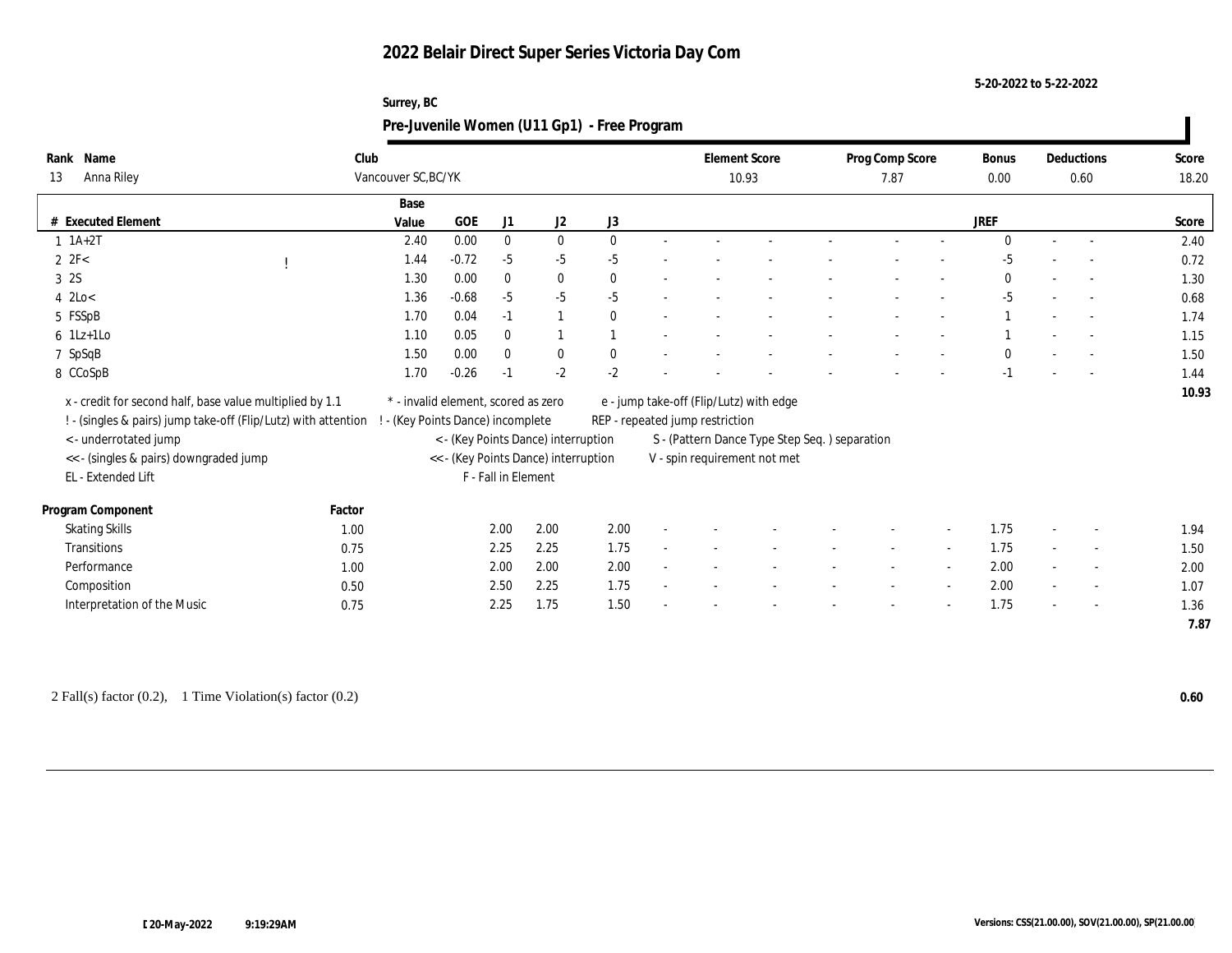# 2022 Belair Direct Super Series Victoria Day Com

5-20-2022 to 5-22-2022

Surrey, BC

## Pre-Juvenile Women (U11 Gp1) - Free Program

| Rank | Name | Club | Element Score | Prog Comp Score | Bonus | Deductions | Score |
|---|---|---|---|---|---|---|---|
| 13 | Anna Riley | Vancouver SC,BC/YK | 10.93 | 7.87 | 0.00 | 0.60 | 18.20 |

| # | Executed Element | | Base Value | GOE | J1 | J2 | J3 | | | | | | | | | JREF | | | Score |
|---|---|---|---|---|---|---|---|---|---|---|---|---|---|---|---|---|---|---|---|
| 1 | 1A+2T | | 2.40 | 0.00 | 0 | 0 | 0 | - | - | - | - | - | - | - | - | 0 | - | - | 2.40 |
| 2 | 2F< | ! | 1.44 | -0.72 | -5 | -5 | -5 | - | - | - | - | - | - | - | - | -5 | - | - | 0.72 |
| 3 | 2S | | 1.30 | 0.00 | 0 | 0 | 0 | - | - | - | - | - | - | - | - | 0 | - | - | 1.30 |
| 4 | 2Lo< | | 1.36 | -0.68 | -5 | -5 | -5 | - | - | - | - | - | - | - | - | -5 | - | - | 0.68 |
| 5 | FSSpB | | 1.70 | 0.04 | -1 | 1 | 0 | - | - | - | - | - | - | - | - | 1 | - | - | 1.74 |
| 6 | 1Lz+1Lo | | 1.10 | 0.05 | 0 | 1 | 1 | - | - | - | - | - | - | - | - | 1 | - | - | 1.15 |
| 7 | SpSqB | | 1.50 | 0.00 | 0 | 0 | 0 | - | - | - | - | - | - | - | - | 0 | - | - | 1.50 |
| 8 | CCoSpB | | 1.70 | -0.26 | -1 | -2 | -2 | - | - | - | - | - | - | - | - | -1 | - | - | 1.44 |
| | | | | | | | | | | | | | | | | | | | 10.93 |

x - credit for second half, base value multiplied by 1.1
! - (singles & pairs) jump take-off (Flip/Lutz) with attention
< - underrotated jump
<< - (singles & pairs) downgraded jump
EL - Extended Lift
* - invalid element, scored as zero
! - (Key Points Dance) incomplete
< - (Key Points Dance) interruption
<< - (Key Points Dance) interruption
F - Fall in Element
e - jump take-off (Flip/Lutz) with edge
REP - repeated jump restriction
S - (Pattern Dance Type Step Seq. ) separation
V - spin requirement not met

| Program Component | Factor | J1 | J2 | J3 | | | | | | | | | JREF | | | Score |
|---|---|---|---|---|---|---|---|---|---|---|---|---|---|---|---|---|
| Skating Skills | 1.00 | 2.00 | 2.00 | 2.00 | - | - | - | - | - | - | - | - | 1.75 | - | - | 1.94 |
| Transitions | 0.75 | 2.25 | 2.25 | 1.75 | - | - | - | - | - | - | - | - | 1.75 | - | - | 1.50 |
| Performance | 1.00 | 2.00 | 2.00 | 2.00 | - | - | - | - | - | - | - | - | 2.00 | - | - | 2.00 |
| Composition | 0.50 | 2.50 | 2.25 | 1.75 | - | - | - | - | - | - | - | - | 2.00 | - | - | 1.07 |
| Interpretation of the Music | 0.75 | 2.25 | 1.75 | 1.50 | - | - | - | - | - | - | - | - | 1.75 | - | - | 1.36 |
| | | | | | | | | | | | | | | | | 7.87 |

2 Fall(s) factor (0.2), 1 Time Violation(s) factor (0.2) **0.60**